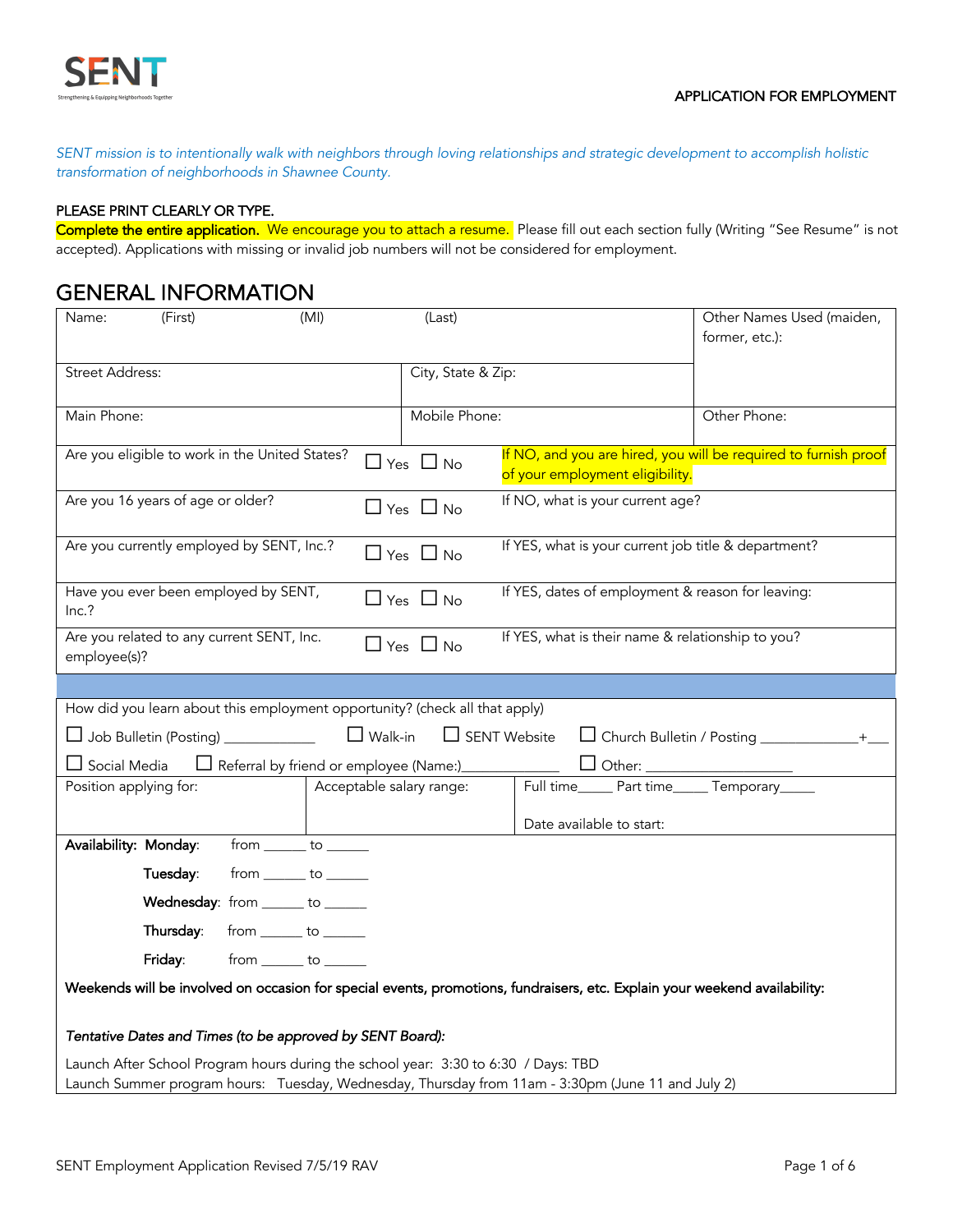SENT
Strengthening & Equipping Neighborhoods Together

APPLICATION FOR EMPLOYMENT

*SENT mission is to intentionally walk with neighbors through loving relationships and strategic development to accomplish holistic transformation of neighborhoods in Shawnee County.*

PLEASE PRINT CLEARLY OR TYPE.

**Complete the entire application.** We encourage you to attach a resume. Please fill out each section fully (Writing "See Resume" is not accepted). Applications with missing or invalid job numbers will not be considered for employment.

## GENERAL INFORMATION

| Name: (First) (MI) (Last) | | Other Names Used (maiden, former, etc.): |
|---|---|---|
| Street Address: | City, State & Zip: | |
| Main Phone: | Mobile Phone: | Other Phone: |

| | | |
|---|---|---|
| Are you eligible to work in the United States? | ☐ Yes ☐ No | If NO, and you are hired, you will be required to furnish proof of your employment eligibility. |
| Are you 16 years of age or older? | ☐ Yes ☐ No | If NO, what is your current age? |
| Are you currently employed by SENT, Inc.? | ☐ Yes ☐ No | If YES, what is your current job title & department? |
| Have you ever been employed by SENT, Inc.? | ☐ Yes ☐ No | If YES, dates of employment & reason for leaving: |
| Are you related to any current SENT, Inc. employee(s)? | ☐ Yes ☐ No | If YES, what is their name & relationship to you? |

How did you learn about this employment opportunity? (check all that apply)

☐ Job Bulletin (Posting) ____________ ☐ Walk-in ☐ SENT Website ☐ Church Bulletin / Posting _____________+___

☐ Social Media ☐ Referral by friend or employee (Name:)____________ ☐ Other: ___________________

| Position applying for: | Acceptable salary range: | Full time_____ Part time_____ Temporary_____ Date available to start: |
|---|---|---|

**Availability:** **Monday**: from ______ to ______

**Tuesday**: from ______ to ______

**Wednesday**: from ______ to ______

**Thursday**: from ______ to ______

**Friday**: from ______ to ______

**Weekends will be involved on occasion for special events, promotions, fundraisers, etc. Explain your weekend availability:**

***Tentative Dates and Times (to be approved by SENT Board):***

Launch After School Program hours during the school year: 3:30 to 6:30 / Days: TBD
Launch Summer program hours: Tuesday, Wednesday, Thursday from 11am - 3:30pm (June 11 and July 2)

SENT Employment Application Revised 7/5/19 RAV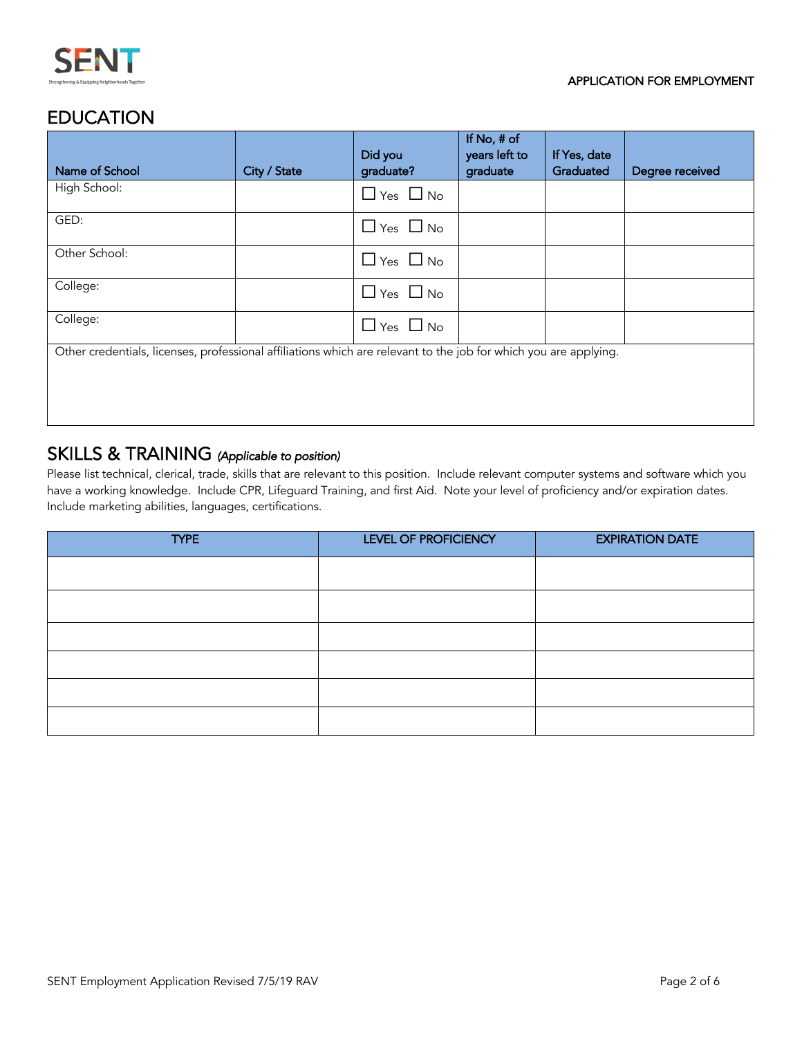## EDUCATION

| Name of School | City / State | Did you graduate? | If No, # of years left to graduate | If Yes, date Graduated | Degree received |
|---|---|---|---|---|---|
| High School: | | ☐ Yes ☐ No | | | |
| GED: | | ☐ Yes ☐ No | | | |
| Other School: | | ☐ Yes ☐ No | | | |
| College: | | ☐ Yes ☐ No | | | |
| College: | | ☐ Yes ☐ No | | | |

Other credentials, licenses, professional affiliations which are relevant to the job for which you are applying.

## SKILLS & TRAINING *(Applicable to position)*

Please list technical, clerical, trade, skills that are relevant to this position. Include relevant computer systems and software which you have a working knowledge. Include CPR, Lifeguard Training, and first Aid. Note your level of proficiency and/or expiration dates. Include marketing abilities, languages, certifications.

| TYPE | LEVEL OF PROFICIENCY | EXPIRATION DATE |
|---|---|---|
| | | |
| | | |
| | | |
| | | |
| | | |
| | | |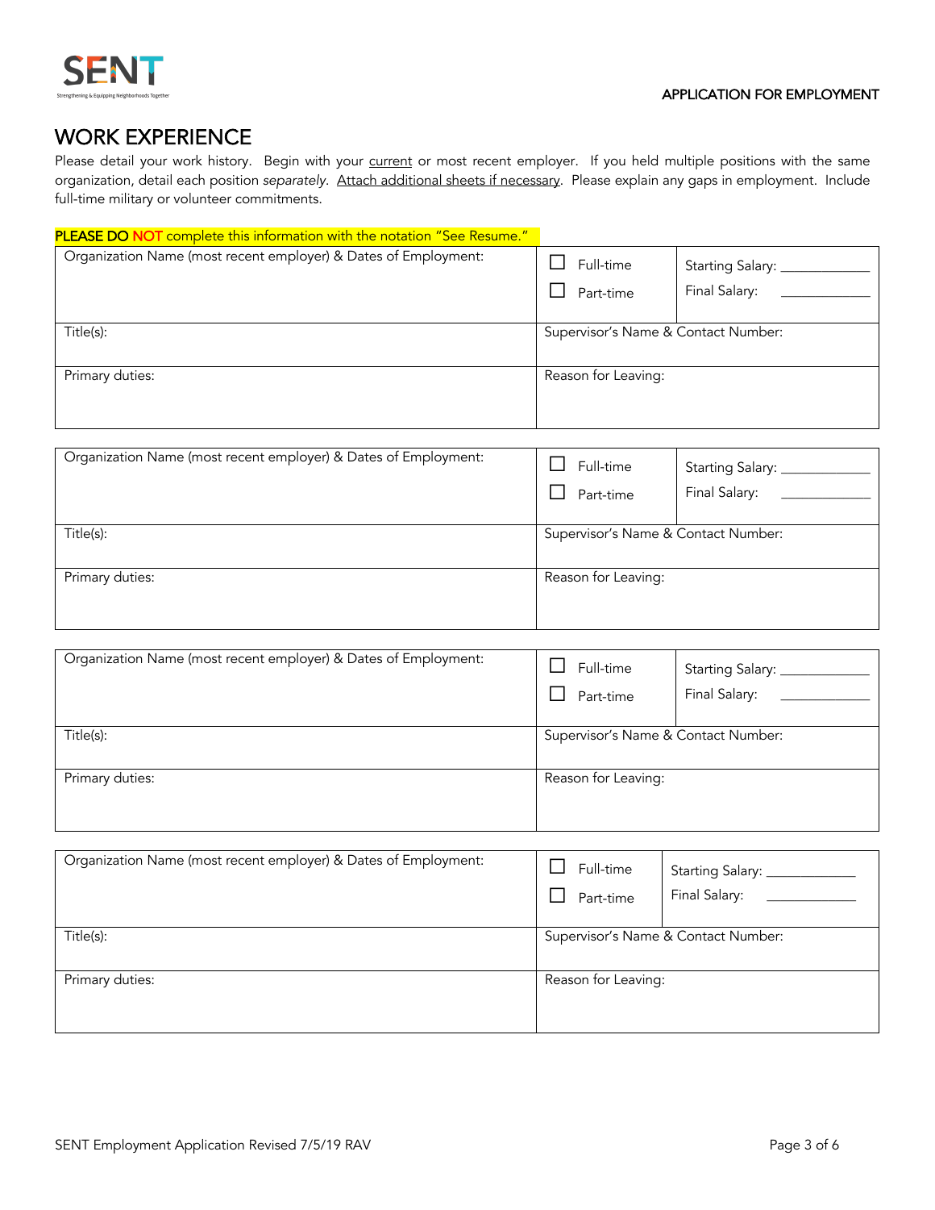# WORK EXPERIENCE

Please detail your work history. Begin with your current or most recent employer. If you held multiple positions with the same organization, detail each position *separately*. Attach additional sheets if necessary. Please explain any gaps in employment. Include full-time military or volunteer commitments.

**PLEASE DO NOT complete this information with the notation "See Resume."**

| Organization Name (most recent employer) & Dates of Employment: | ☐ Full-time ☐ Part-time | Starting Salary: ____________ Final Salary: ____________ |
|---|---|---|
| Title(s): | Supervisor's Name & Contact Number: | |
| Primary duties: | Reason for Leaving: | |

| Organization Name (most recent employer) & Dates of Employment: | ☐ Full-time ☐ Part-time | Starting Salary: ____________ Final Salary: ____________ |
|---|---|---|
| Title(s): | Supervisor's Name & Contact Number: | |
| Primary duties: | Reason for Leaving: | |

| Organization Name (most recent employer) & Dates of Employment: | ☐ Full-time ☐ Part-time | Starting Salary: ____________ Final Salary: ____________ |
|---|---|---|
| Title(s): | Supervisor's Name & Contact Number: | |
| Primary duties: | Reason for Leaving: | |

| Organization Name (most recent employer) & Dates of Employment: | ☐ Full-time ☐ Part-time | Starting Salary: ____________ Final Salary: ____________ |
|---|---|---|
| Title(s): | Supervisor's Name & Contact Number: | |
| Primary duties: | Reason for Leaving: | |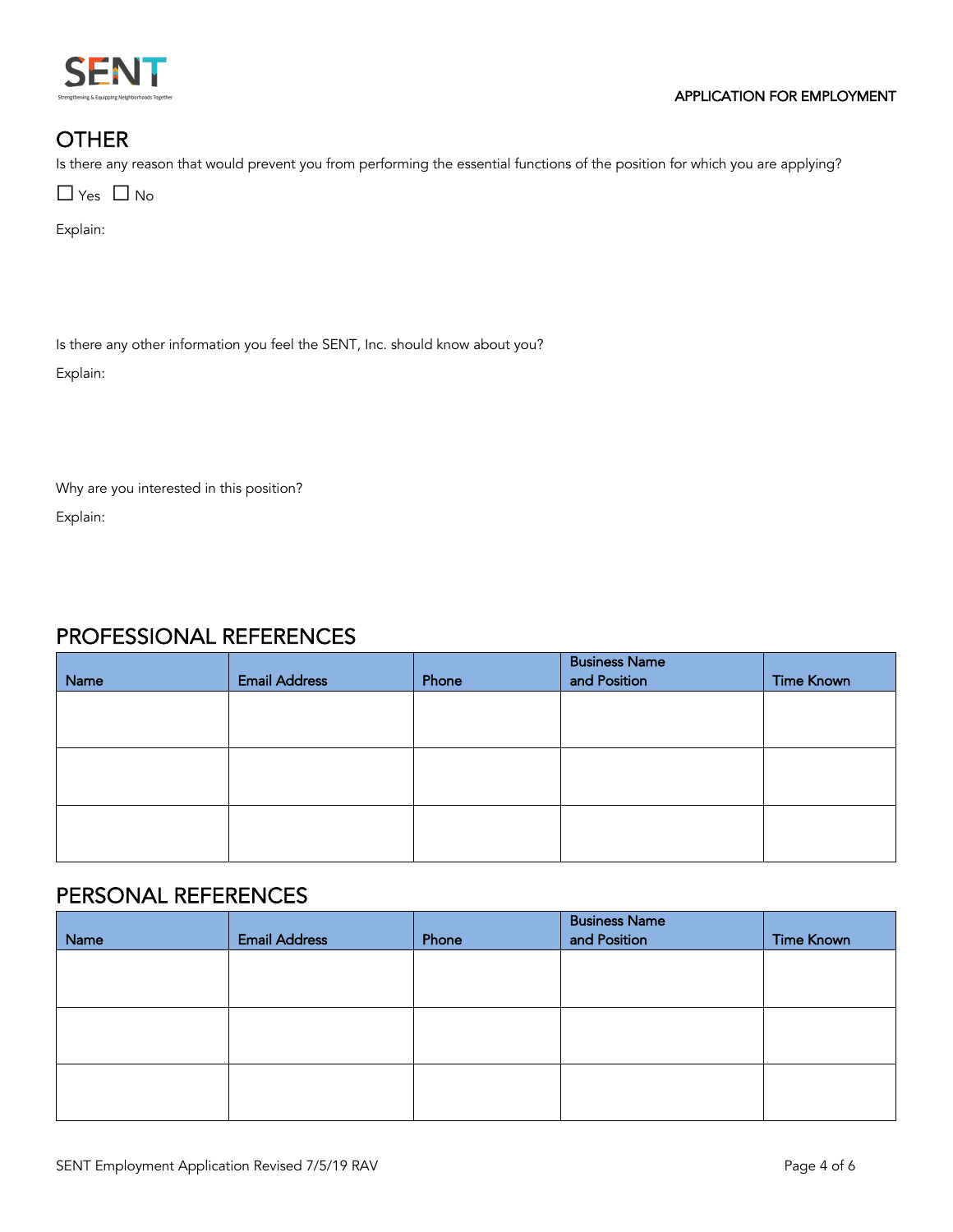## OTHER

Is there any reason that would prevent you from performing the essential functions of the position for which you are applying?

☐ Yes ☐ No

Explain:

Is there any other information you feel the SENT, Inc. should know about you?

Explain:

Why are you interested in this position?

Explain:

## PROFESSIONAL REFERENCES

| Name | Email Address | Phone | Business Name and Position | Time Known |
|---|---|---|---|---|
| | | | | |
| | | | | |
| | | | | |

## PERSONAL REFERENCES

| Name | Email Address | Phone | Business Name and Position | Time Known |
|---|---|---|---|---|
| | | | | |
| | | | | |
| | | | | |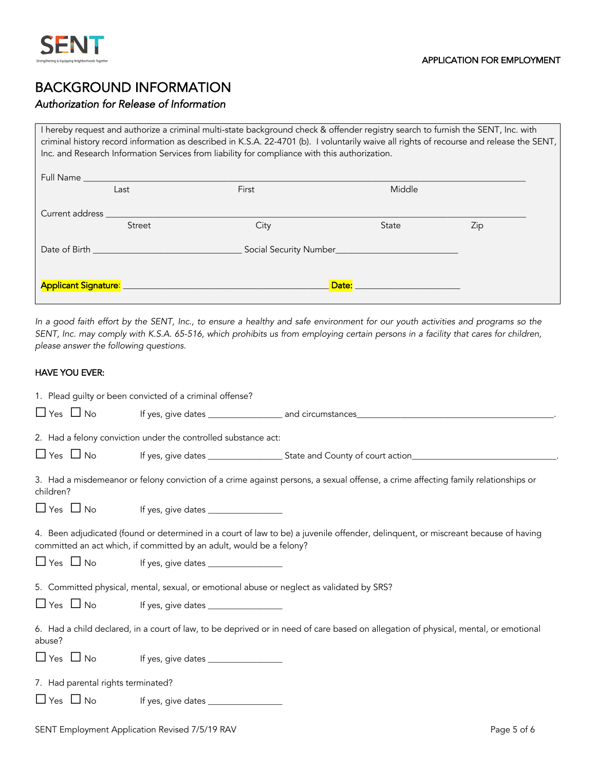SENT

Strengthening & Equipping Neighborhoods Together

APPLICATION FOR EMPLOYMENT

# BACKGROUND INFORMATION

## *Authorization for Release of Information*

I hereby request and authorize a criminal multi-state background check & offender registry search to furnish the SENT, Inc. with criminal history record information as described in K.S.A. 22-4701 (b). I voluntarily waive all rights of recourse and release the SENT, Inc. and Research Information Services from liability for compliance with this authorization.

Full Name ______________________________________________________________________________
Last First Middle

Current address __________________________________________________________________________
Street City State Zip

Date of Birth ____________________________ Social Security Number________________________

**Applicant Signature**: ________________________________________ **Date:** ______________________

*In a good faith effort by the SENT, Inc., to ensure a healthy and safe environment for our youth activities and programs so the SENT, Inc. may comply with K.S.A. 65-516, which prohibits us from employing certain persons in a facility that cares for children, please answer the following questions.*

HAVE YOU EVER:

1. Plead guilty or been convicted of a criminal offense?

☐ Yes ☐ No If yes, give dates _______________ and circumstances__________________________________________.

2. Had a felony conviction under the controlled substance act:

☐ Yes ☐ No If yes, give dates _______________ State and County of court action______________________________.

3. Had a misdemeanor or felony conviction of a crime against persons, a sexual offense, a crime affecting family relationships or children?

☐ Yes ☐ No If yes, give dates _______________

4. Been adjudicated (found or determined in a court of law to be) a juvenile offender, delinquent, or miscreant because of having committed an act which, if committed by an adult, would be a felony?

☐ Yes ☐ No If yes, give dates _______________

5. Committed physical, mental, sexual, or emotional abuse or neglect as validated by SRS?

☐ Yes ☐ No If yes, give dates _______________

6. Had a child declared, in a court of law, to be deprived or in need of care based on allegation of physical, mental, or emotional abuse?

☐ Yes ☐ No If yes, give dates _______________

7. Had parental rights terminated?

☐ Yes ☐ No If yes, give dates _______________

SENT Employment Application Revised 7/5/19 RAV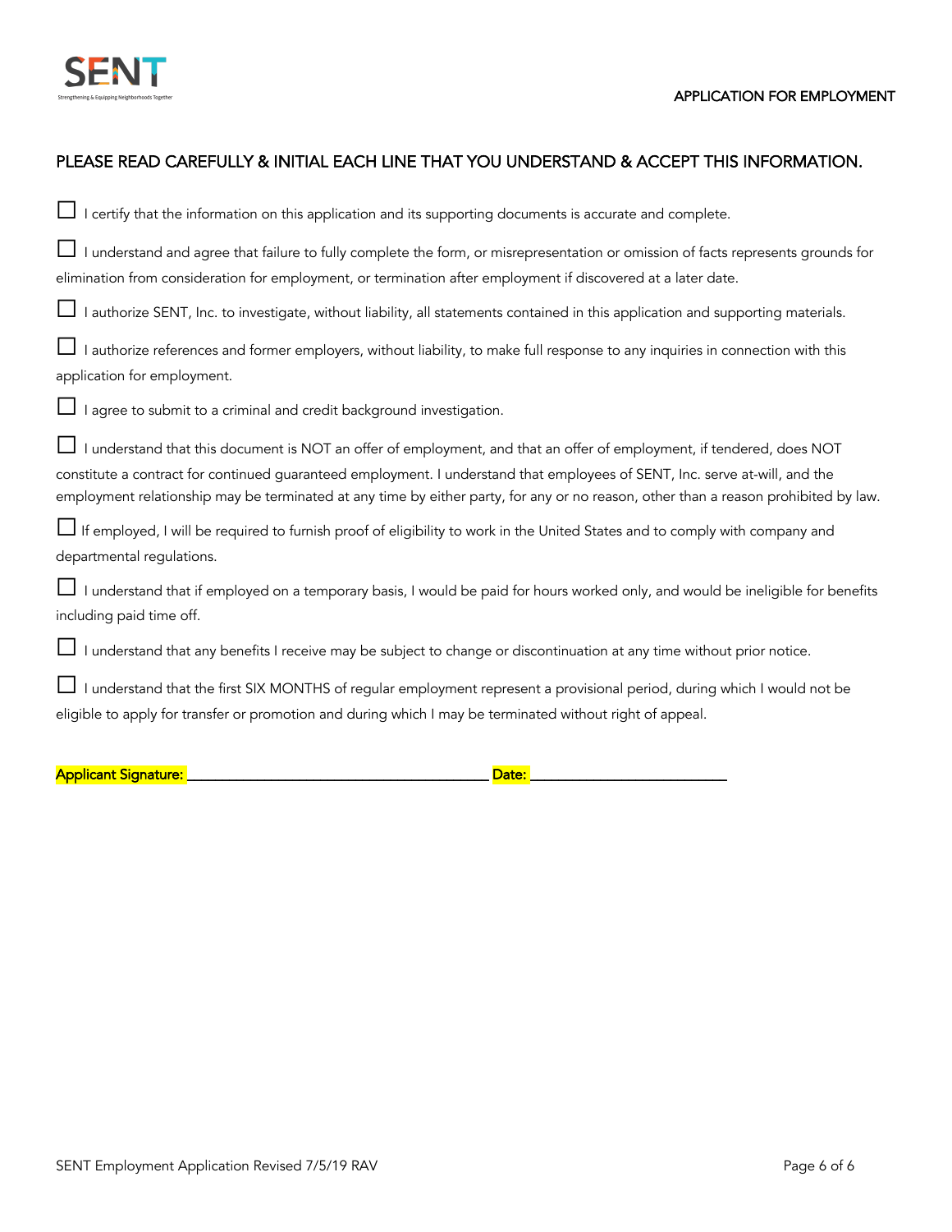SENT

Strengthening & Equipping Neighborhoods Together

APPLICATION FOR EMPLOYMENT

## PLEASE READ CAREFULLY & INITIAL EACH LINE THAT YOU UNDERSTAND & ACCEPT THIS INFORMATION.

☐ I certify that the information on this application and its supporting documents is accurate and complete.

☐ I understand and agree that failure to fully complete the form, or misrepresentation or omission of facts represents grounds for elimination from consideration for employment, or termination after employment if discovered at a later date.

☐ I authorize SENT, Inc. to investigate, without liability, all statements contained in this application and supporting materials.

☐ I authorize references and former employers, without liability, to make full response to any inquiries in connection with this application for employment.

☐ I agree to submit to a criminal and credit background investigation.

☐ I understand that this document is NOT an offer of employment, and that an offer of employment, if tendered, does NOT constitute a contract for continued guaranteed employment. I understand that employees of SENT, Inc. serve at-will, and the employment relationship may be terminated at any time by either party, for any or no reason, other than a reason prohibited by law.

☐ If employed, I will be required to furnish proof of eligibility to work in the United States and to comply with company and departmental regulations.

☐ I understand that if employed on a temporary basis, I would be paid for hours worked only, and would be ineligible for benefits including paid time off.

☐ I understand that any benefits I receive may be subject to change or discontinuation at any time without prior notice.

☐ I understand that the first SIX MONTHS of regular employment represent a provisional period, during which I would not be eligible to apply for transfer or promotion and during which I may be terminated without right of appeal.

Applicant Signature: ______________________________ Date: ____________________

SENT Employment Application Revised 7/5/19 RAV